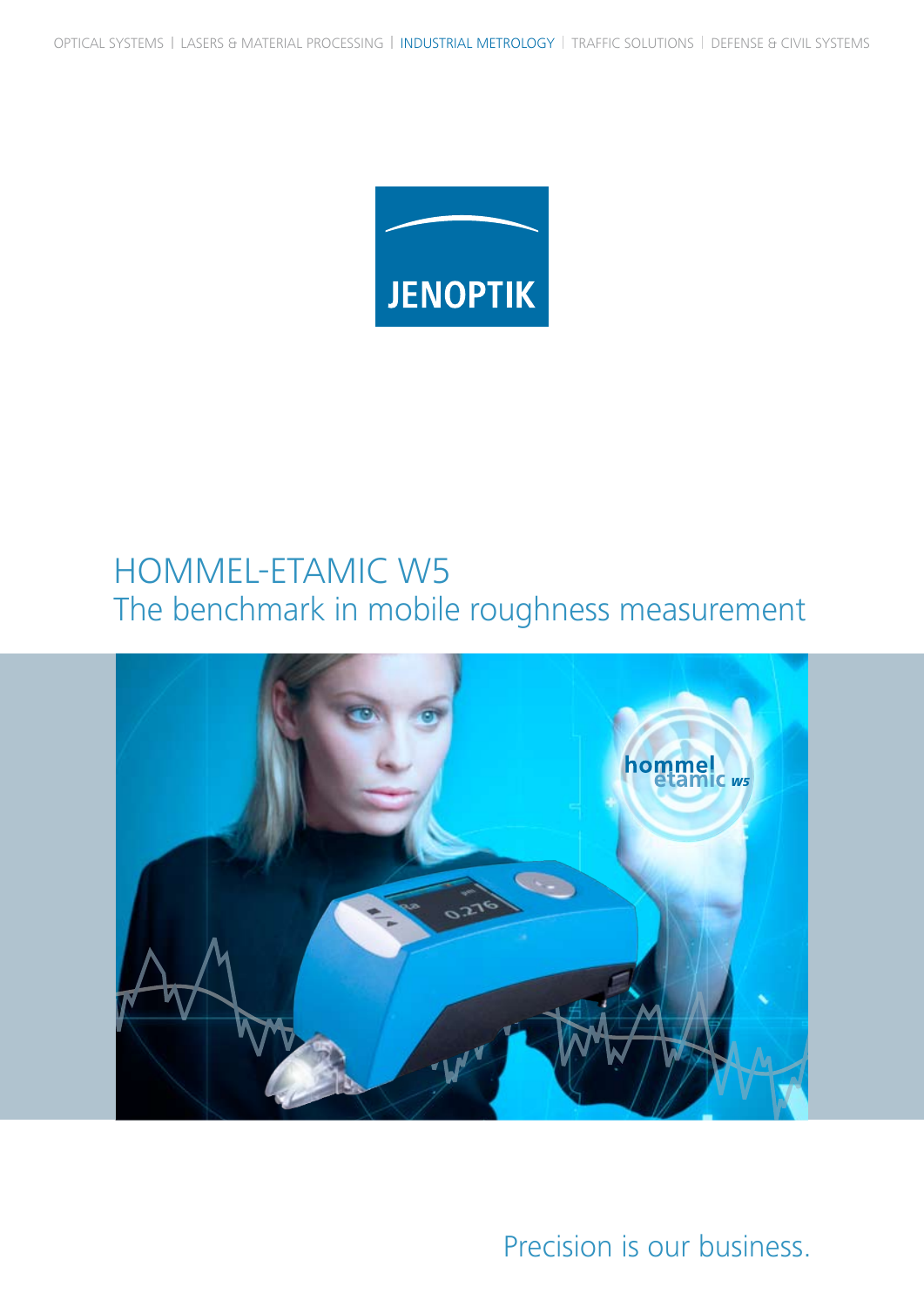OPTICAL SYSTEMS | LASERS & MATERIAL PROCESSING | INDUSTRIAL METROLOGY | TRAFFIC SOLUTIONS | DEFENSE & CIVIL SYSTEMS

JENOPTIK

# HOMMEL-ETAMIC W5

## The benchmark in mobile roughness measurement

Precision is our business.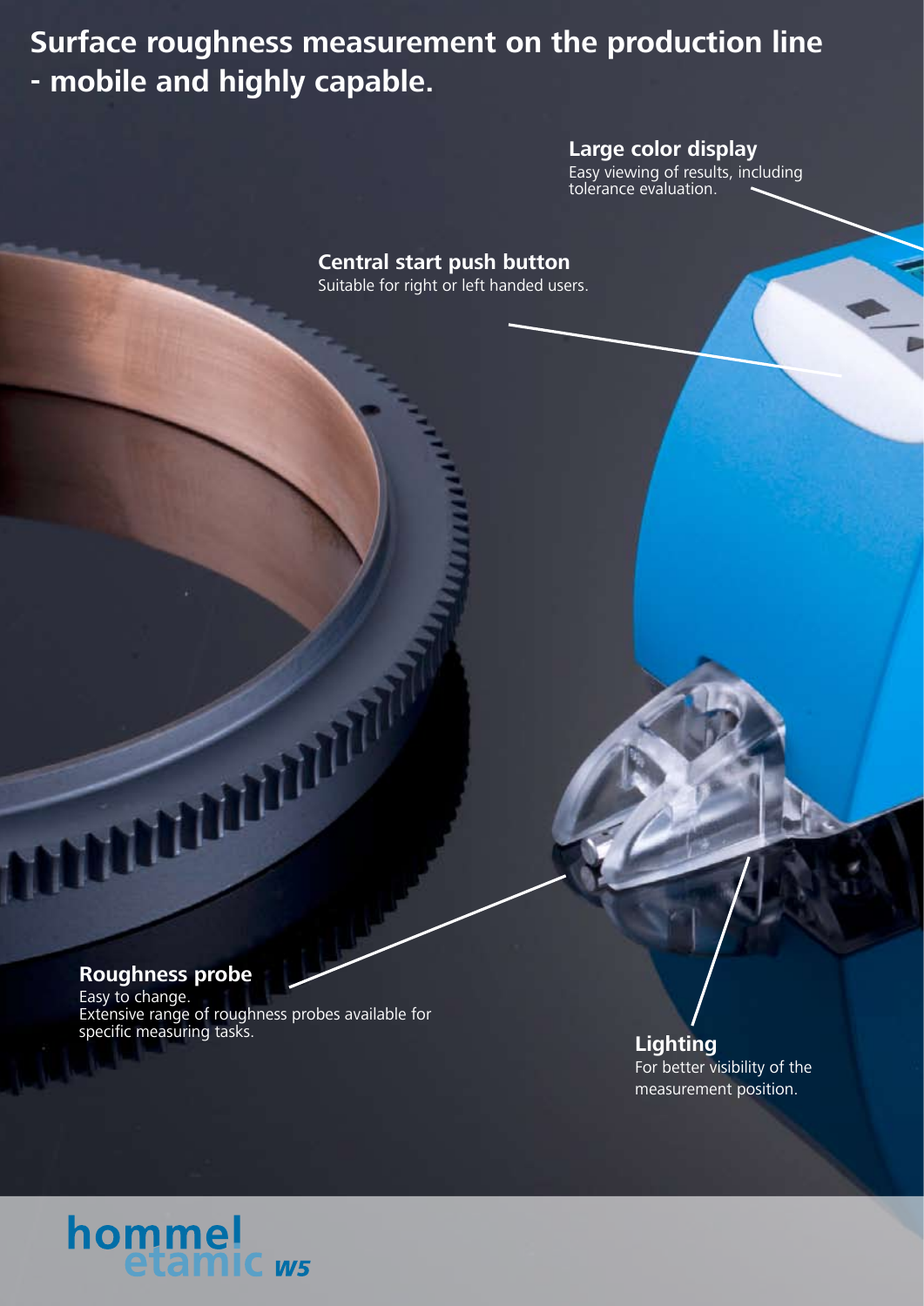# Surface roughness measurement on the production line - mobile and highly capable.

**Large color display**
Easy viewing of results, including tolerance evaluation.

**Central start push button**
Suitable for right or left handed users.

**Roughness probe**
Easy to change.
Extensive range of roughness probes available for specific measuring tasks.

**Lighting**
For better visibility of the measurement position.

hommel etamic W5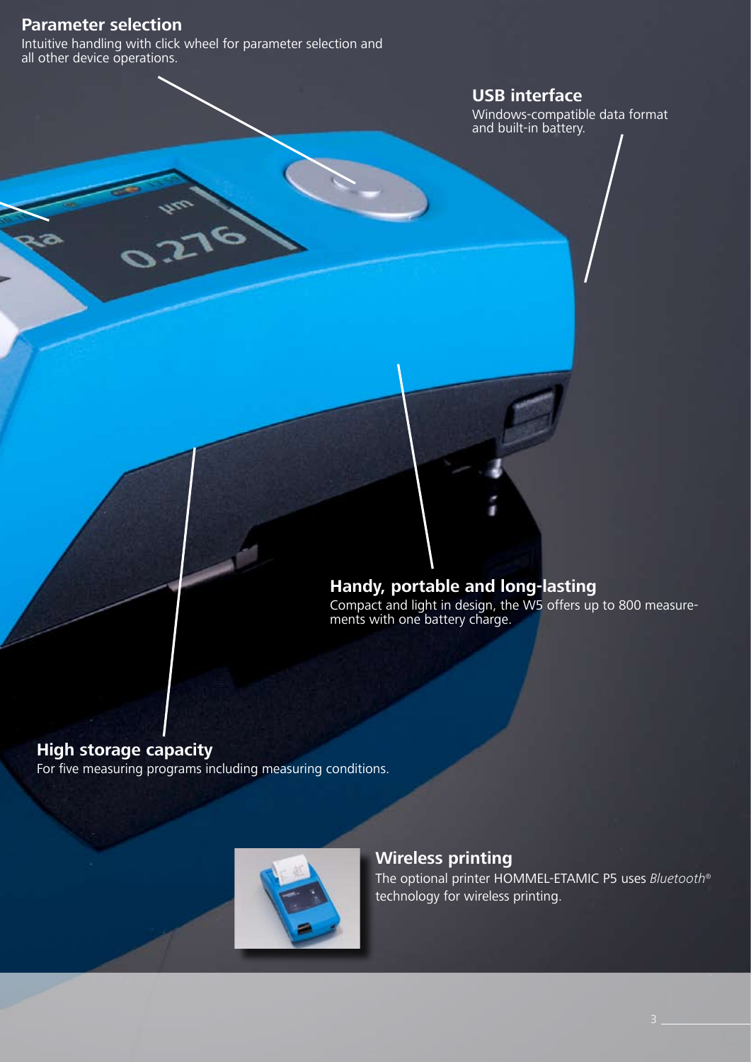## Parameter selection

Intuitive handling with click wheel for parameter selection and all other device operations.

## USB interface

Windows-compatible data format and built-in battery.

## Handy, portable and long-lasting

Compact and light in design, the W5 offers up to 800 measurements with one battery charge.

## High storage capacity

For five measuring programs including measuring conditions.

## Wireless printing

The optional printer HOMMEL-ETAMIC P5 uses *Bluetooth*® technology for wireless printing.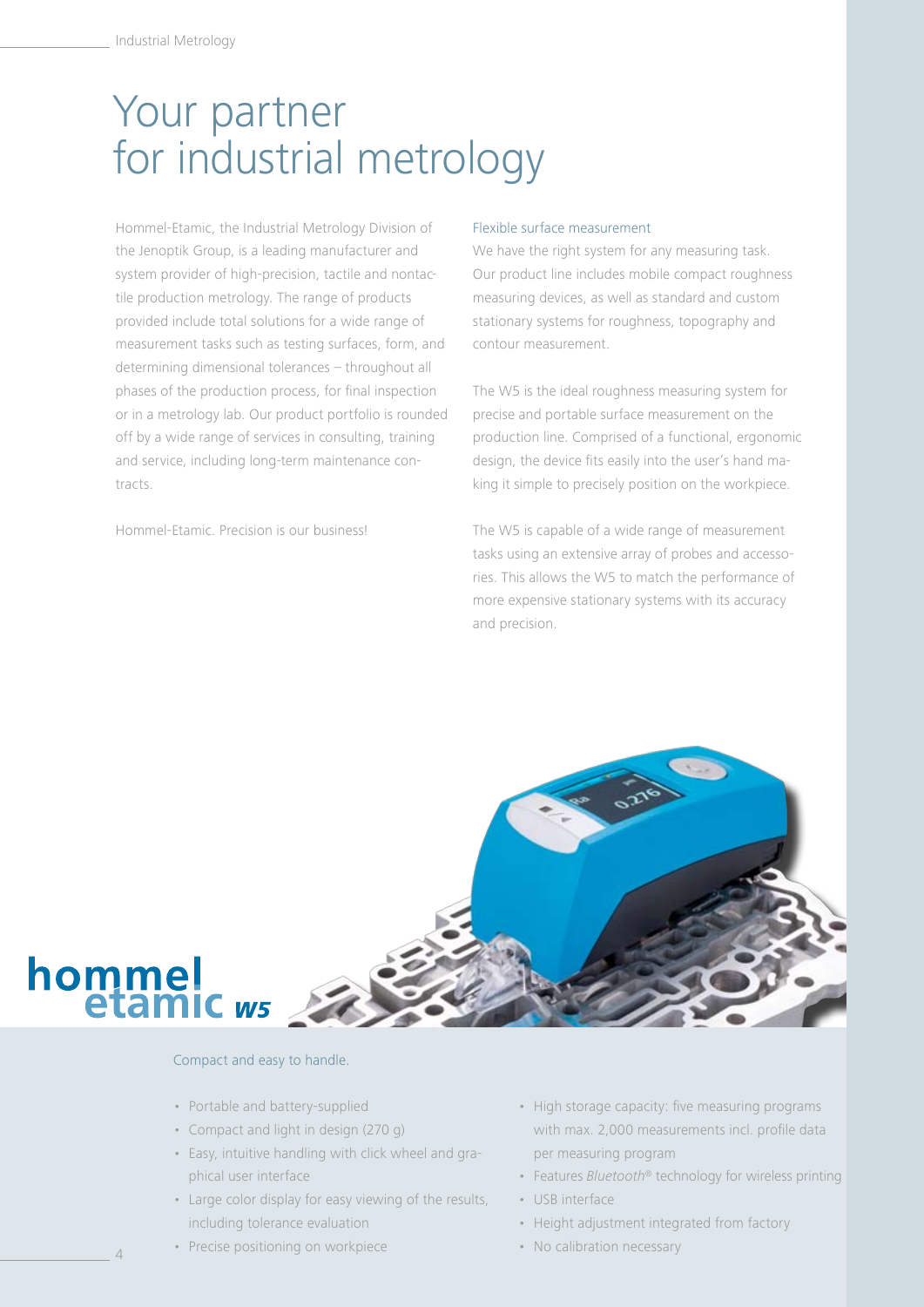# Your partner for industrial metrology

Hommel-Etamic, the Industrial Metrology Division of the Jenoptik Group, is a leading manufacturer and system provider of high-precision, tactile and nontactile production metrology. The range of products provided include total solutions for a wide range of measurement tasks such as testing surfaces, form, and determining dimensional tolerances – throughout all phases of the production process, for final inspection or in a metrology lab. Our product portfolio is rounded off by a wide range of services in consulting, training and service, including long-term maintenance contracts.

Hommel-Etamic. Precision is our business!

## Flexible surface measurement

We have the right system for any measuring task. Our product line includes mobile compact roughness measuring devices, as well as standard and custom stationary systems for roughness, topography and contour measurement.

The W5 is the ideal roughness measuring system for precise and portable surface measurement on the production line. Comprised of a functional, ergonomic design, the device fits easily into the user's hand making it simple to precisely position on the workpiece.

The W5 is capable of a wide range of measurement tasks using an extensive array of probes and accessories. This allows the W5 to match the performance of more expensive stationary systems with its accuracy and precision.

**hommel etamic W5**

Compact and easy to handle.

- Portable and battery-supplied
- Compact and light in design (270 g)
- Easy, intuitive handling with click wheel and graphical user interface
- Large color display for easy viewing of the results, including tolerance evaluation
- Precise positioning on workpiece
- High storage capacity: five measuring programs with max. 2,000 measurements incl. profile data per measuring program
- Features *Bluetooth*® technology for wireless printing
- USB interface
- Height adjustment integrated from factory
- No calibration necessary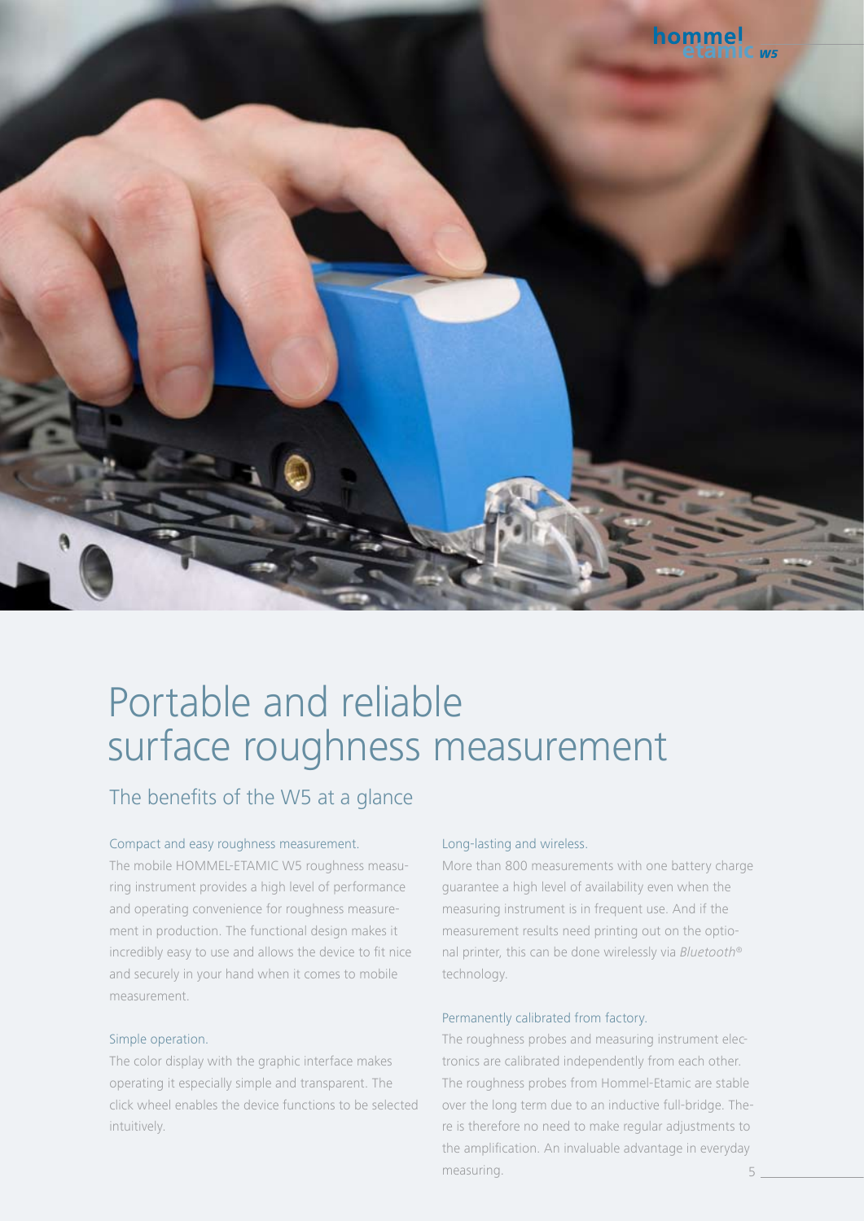# Portable and reliable surface roughness measurement

## The benefits of the W5 at a glance

### Compact and easy roughness measurement.

The mobile HOMMEL-ETAMIC W5 roughness measuring instrument provides a high level of performance and operating convenience for roughness measurement in production. The functional design makes it incredibly easy to use and allows the device to fit nice and securely in your hand when it comes to mobile measurement.

### Simple operation.

The color display with the graphic interface makes operating it especially simple and transparent. The click wheel enables the device functions to be selected intuitively.

### Long-lasting and wireless.

More than 800 measurements with one battery charge guarantee a high level of availability even when the measuring instrument is in frequent use. And if the measurement results need printing out on the optional printer, this can be done wirelessly via *Bluetooth®* technology.

### Permanently calibrated from factory.

The roughness probes and measuring instrument electronics are calibrated independently from each other. The roughness probes from Hommel-Etamic are stable over the long term due to an inductive full-bridge. There is therefore no need to make regular adjustments to the amplification. An invaluable advantage in everyday measuring.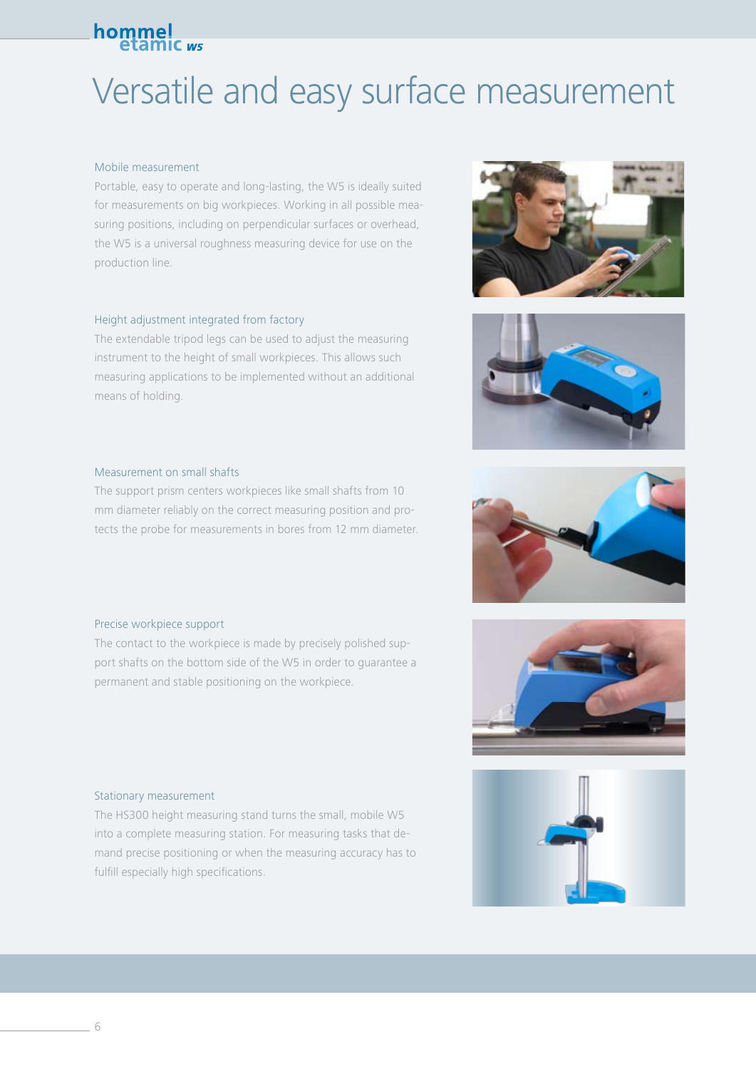# Versatile and easy surface measurement

### Mobile measurement

Portable, easy to operate and long-lasting, the W5 is ideally suited for measurements on big workpieces. Working in all possible measuring positions, including on perpendicular surfaces or overhead, the W5 is a universal roughness measuring device for use on the production line.

### Height adjustment integrated from factory

The extendable tripod legs can be used to adjust the measuring instrument to the height of small workpieces. This allows such measuring applications to be implemented without an additional means of holding.

### Measurement on small shafts

The support prism centers workpieces like small shafts from 10 mm diameter reliably on the correct measuring position and protects the probe for measurements in bores from 12 mm diameter.

### Precise workpiece support

The contact to the workpiece is made by precisely polished support shafts on the bottom side of the W5 in order to guarantee a permanent and stable positioning on the workpiece.

### Stationary measurement

The HS300 height measuring stand turns the small, mobile W5 into a complete measuring station. For measuring tasks that demand precise positioning or when the measuring accuracy has to fulfill especially high specifications.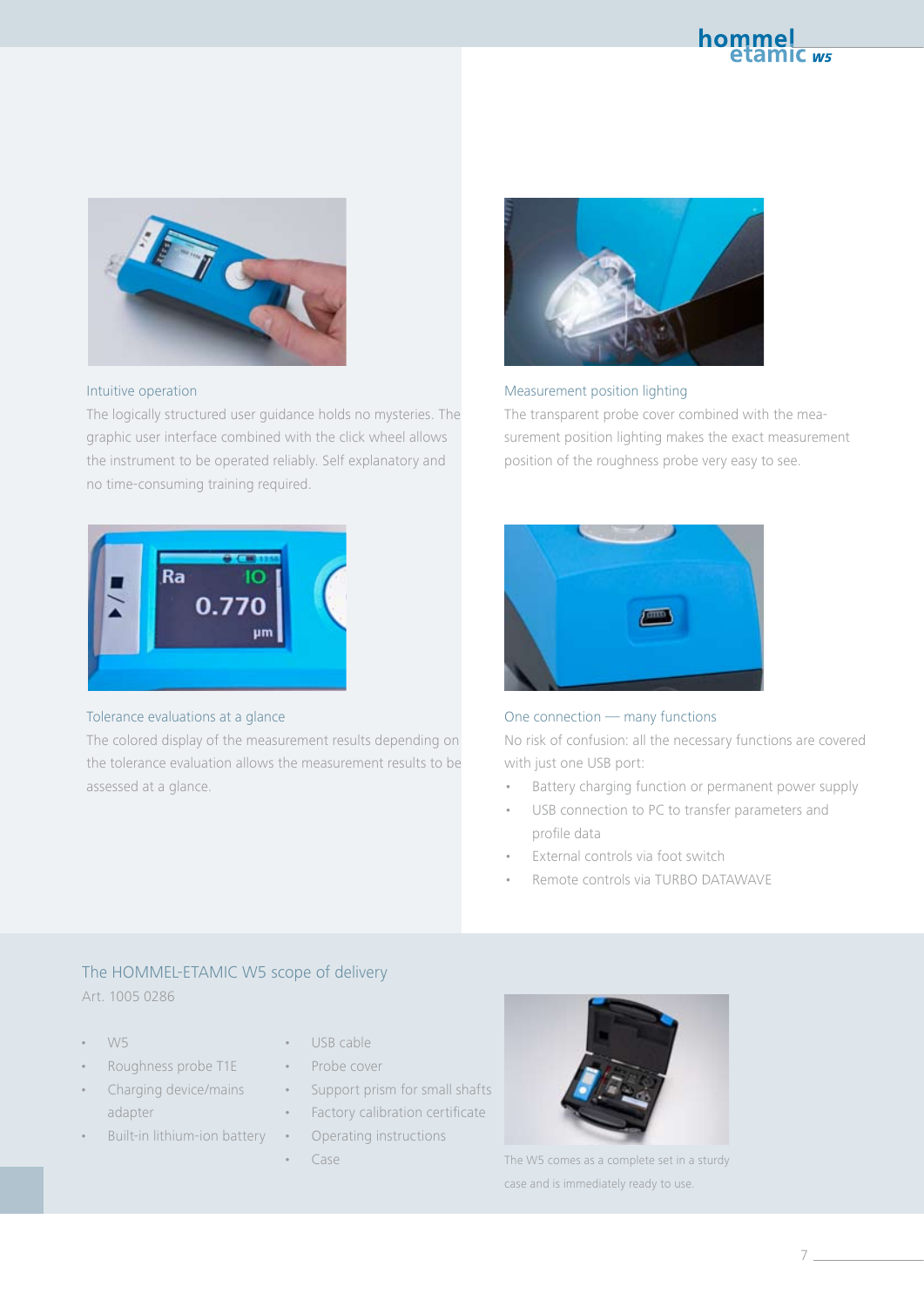### Intuitive operation

The logically structured user guidance holds no mysteries. The graphic user interface combined with the click wheel allows the instrument to be operated reliably. Self explanatory and no time-consuming training required.

### Measurement position lighting

The transparent probe cover combined with the measurement position lighting makes the exact measurement position of the roughness probe very easy to see.

### Tolerance evaluations at a glance

The colored display of the measurement results depending on the tolerance evaluation allows the measurement results to be assessed at a glance.

### One connection — many functions

No risk of confusion: all the necessary functions are covered with just one USB port:

- Battery charging function or permanent power supply
- USB connection to PC to transfer parameters and profile data
- External controls via foot switch
- Remote controls via TURBO DATAWAVE

## The HOMMEL-ETAMIC W5 scope of delivery

Art. 1005 0286

- W5
- Roughness probe T1E
- Charging device/mains adapter
- Built-in lithium-ion battery
- USB cable
- Probe cover
- Support prism for small shafts
- Factory calibration certificate
- Operating instructions
- Case

The W5 comes as a complete set in a sturdy case and is immediately ready to use.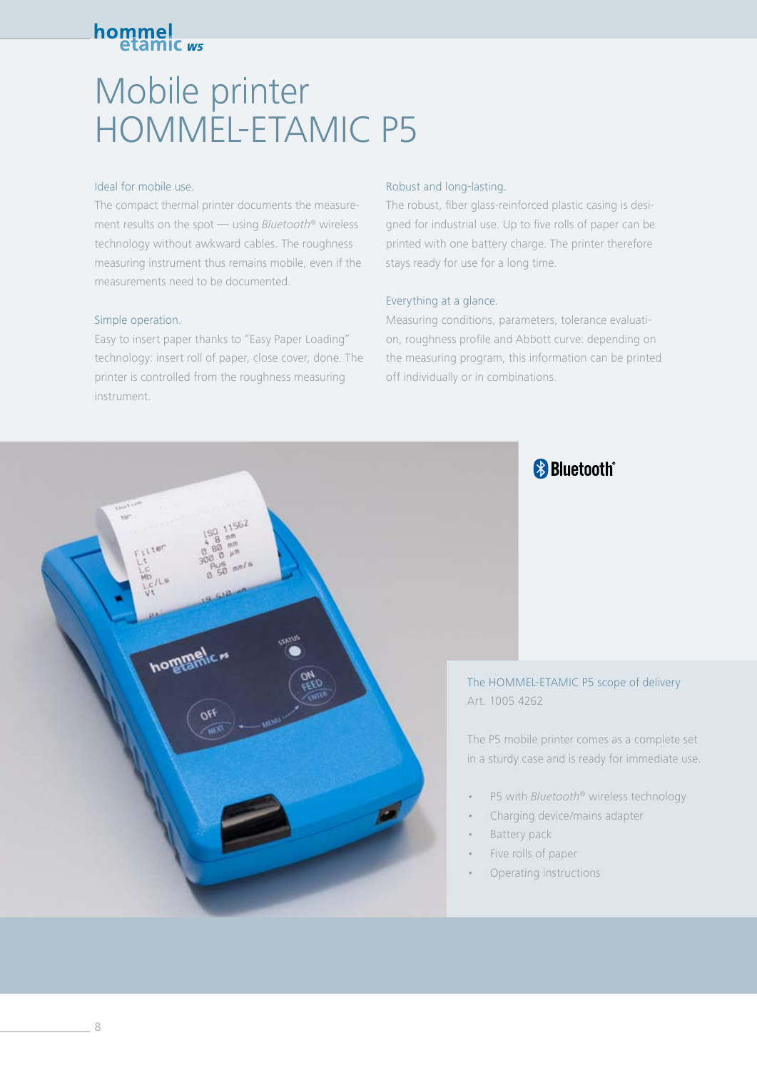# Mobile printer HOMMEL-ETAMIC P5

### Ideal for mobile use.

The compact thermal printer documents the measurement results on the spot — using *Bluetooth*® wireless technology without awkward cables. The roughness measuring instrument thus remains mobile, even if the measurements need to be documented.

### Simple operation.

Easy to insert paper thanks to "Easy Paper Loading" technology: insert roll of paper, close cover, done. The printer is controlled from the roughness measuring instrument.

### Robust and long-lasting.

The robust, fiber glass-reinforced plastic casing is designed for industrial use. Up to five rolls of paper can be printed with one battery charge. The printer therefore stays ready for use for a long time.

### Everything at a glance.

Measuring conditions, parameters, tolerance evaluation, roughness profile and Abbott curve: depending on the measuring program, this information can be printed off individually or in combinations.

### The HOMMEL-ETAMIC P5 scope of delivery

Art. 1005 4262

The P5 mobile printer comes as a complete set in a sturdy case and is ready for immediate use.

- P5 with *Bluetooth*® wireless technology
- Charging device/mains adapter
- Battery pack
- Five rolls of paper
- Operating instructions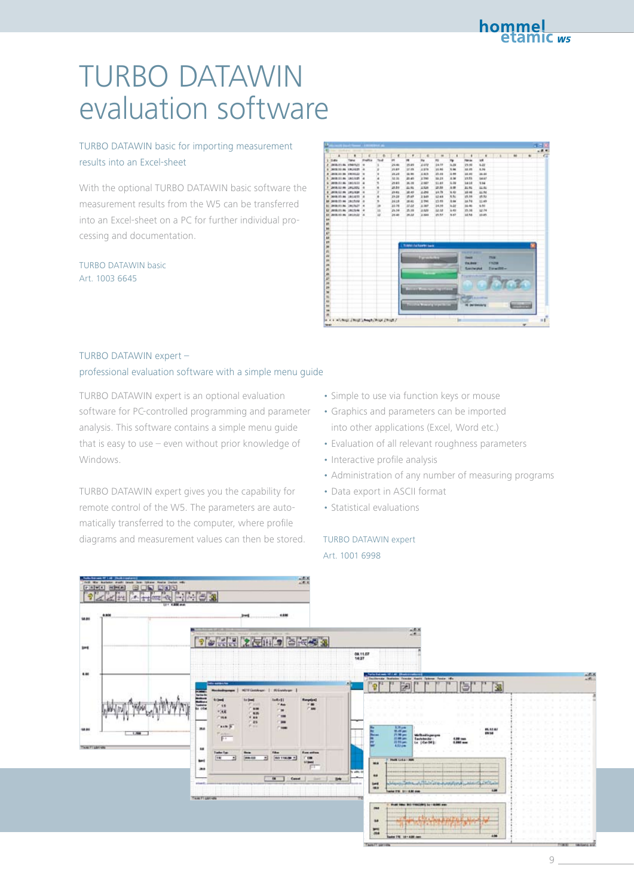# TURBO DATAWIN evaluation software

## TURBO DATAWIN basic for importing measurement results into an Excel-sheet

With the optional TURBO DATAWIN basic software the measurement results from the W5 can be transferred into an Excel-sheet on a PC for further individual processing and documentation.

TURBO DATAWIN basic
Art. 1003 6645

## TURBO DATAWIN expert – professional evaluation software with a simple menu guide

TURBO DATAWIN expert is an optional evaluation software for PC-controlled programming and parameter analysis. This software contains a simple menu guide that is easy to use – even without prior knowledge of Windows.

TURBO DATAWIN expert gives you the capability for remote control of the W5. The parameters are automatically transferred to the computer, where profile diagrams and measurement values can then be stored.

- Simple to use via function keys or mouse
- Graphics and parameters can be imported into other applications (Excel, Word etc.)
- Evaluation of all relevant roughness parameters
- Interactive profile analysis
- Administration of any number of measuring programs
- Data export in ASCII format
- Statistical evaluations

TURBO DATAWIN expert
Art. 1001 6998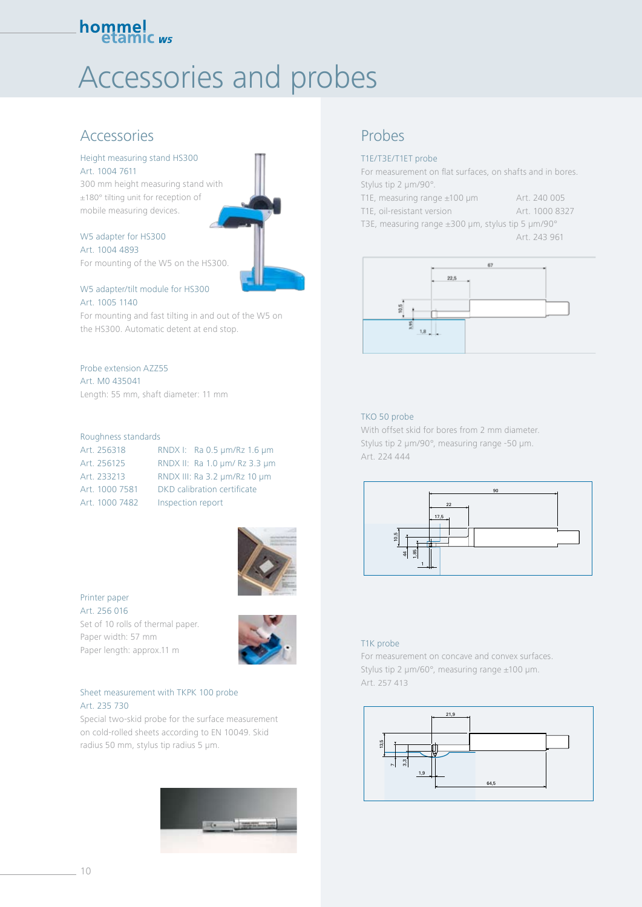# Accessories and probes

## Accessories

### Height measuring stand HS300
Art. 1004 7611
300 mm height measuring stand with ±180° tilting unit for reception of mobile measuring devices.

### W5 adapter for HS300
Art. 1004 4893
For mounting of the W5 on the HS300.

### W5 adapter/tilt module for HS300
Art. 1005 1140
For mounting and fast tilting in and out of the W5 on the HS300. Automatic detent at end stop.

### Probe extension AZZ55
Art. M0 435041
Length: 55 mm, shaft diameter: 11 mm

### Roughness standards

| | |
|---|---|
| Art. 256318 | RNDX I: Ra 0.5 µm/Rz 1.6 µm |
| Art. 256125 | RNDX II: Ra 1.0 µm/ Rz 3.3 µm |
| Art. 233213 | RNDX III: Ra 3.2 µm/Rz 10 µm |
| Art. 1000 7581 | DKD calibration certificate |
| Art. 1000 7482 | Inspection report |

### Printer paper
Art. 256 016
Set of 10 rolls of thermal paper.
Paper width: 57 mm
Paper length: approx.11 m

### Sheet measurement with TKPK 100 probe
Art. 235 730
Special two-skid probe for the surface measurement on cold-rolled sheets according to EN 10049. Skid radius 50 mm, stylus tip radius 5 µm.

## Probes

### T1E/T3E/T1ET probe
For measurement on flat surfaces, on shafts and in bores.
Stylus tip 2 µm/90°.

| | |
|---|---|
| T1E, measuring range ±100 µm | Art. 240 005 |
| T1E, oil-resistant version | Art. 1000 8327 |
| T3E, measuring range ±300 µm, stylus tip 5 µm/90° | Art. 243 961 |

### TKO 50 probe
With offset skid for bores from 2 mm diameter.
Stylus tip 2 µm/90°, measuring range -50 µm.
Art. 224 444

### T1K probe
For measurement on concave and convex surfaces.
Stylus tip 2 µm/60°, measuring range ±100 µm.
Art. 257 413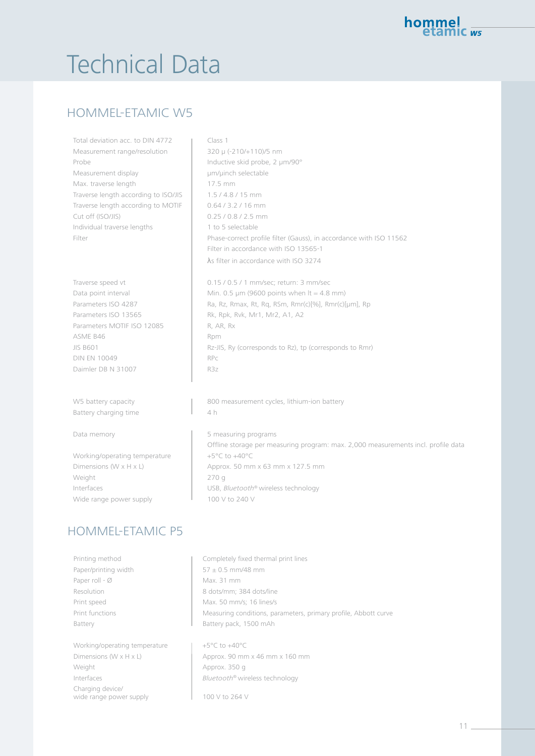# Technical Data

## HOMMEL-ETAMIC W5

| | |
|---|---|
| Total deviation acc. to DIN 4772 | Class 1 |
| Measurement range/resolution | 320 µ (-210/+110)/5 nm |
| Probe | Inductive skid probe, 2 µm/90° |
| Measurement display | µm/µinch selectable |
| Max. traverse length | 17.5 mm |
| Traverse length according to ISO/JIS | 1.5 / 4.8 / 15 mm |
| Traverse length according to MOTIF | 0.64 / 3.2 / 16 mm |
| Cut off (ISO/JIS) | 0.25 / 0.8 / 2.5 mm |
| Individual traverse lengths | 1 to 5 selectable |
| Filter | Phase-correct profile filter (Gauss), in accordance with ISO 11562<br>Filter in accordance with ISO 13565-1<br>λs filter in accordance with ISO 3274 |
| Traverse speed vt | 0.15 / 0.5 / 1 mm/sec; return: 3 mm/sec |
| Data point interval | Min. 0.5 µm (9600 points when lt = 4.8 mm) |
| Parameters ISO 4287 | Ra, Rz, Rmax, Rt, Rq, RSm, Rmr(c)[%], Rmr(c)[µm], Rp |
| Parameters ISO 13565 | Rk, Rpk, Rvk, Mr1, Mr2, A1, A2 |
| Parameters MOTIF ISO 12085 | R, AR, Rx |
| ASME B46 | Rpm |
| JIS B601 | Rz-JIS, Ry (corresponds to Rz), tp (corresponds to Rmr) |
| DIN EN 10049 | RPc |
| Daimler DB N 31007 | R3z |
| W5 battery capacity | 800 measurement cycles, lithium-ion battery |
| Battery charging time | 4 h |
| Data memory | 5 measuring programs<br>Offline storage per measuring program: max. 2,000 measurements incl. profile data |
| Working/operating temperature | +5°C to +40°C |
| Dimensions (W x H x L) | Approx. 50 mm x 63 mm x 127.5 mm |
| Weight | 270 g |
| Interfaces | USB, *Bluetooth*® wireless technology |
| Wide range power supply | 100 V to 240 V |

## HOMMEL-ETAMIC P5

| | |
|---|---|
| Printing method | Completely fixed thermal print lines |
| Paper/printing width | 57 ± 0.5 mm/48 mm |
| Paper roll - Ø | Max. 31 mm |
| Resolution | 8 dots/mm; 384 dots/line |
| Print speed | Max. 50 mm/s; 16 lines/s |
| Print functions | Measuring conditions, parameters, primary profile, Abbott curve |
| Battery | Battery pack, 1500 mAh |
| Working/operating temperature | +5°C to +40°C |
| Dimensions (W x H x L) | Approx. 90 mm x 46 mm x 160 mm |
| Weight | Approx. 350 g |
| Interfaces | *Bluetooth*® wireless technology |
| Charging device/<br>wide range power supply | 100 V to 264 V |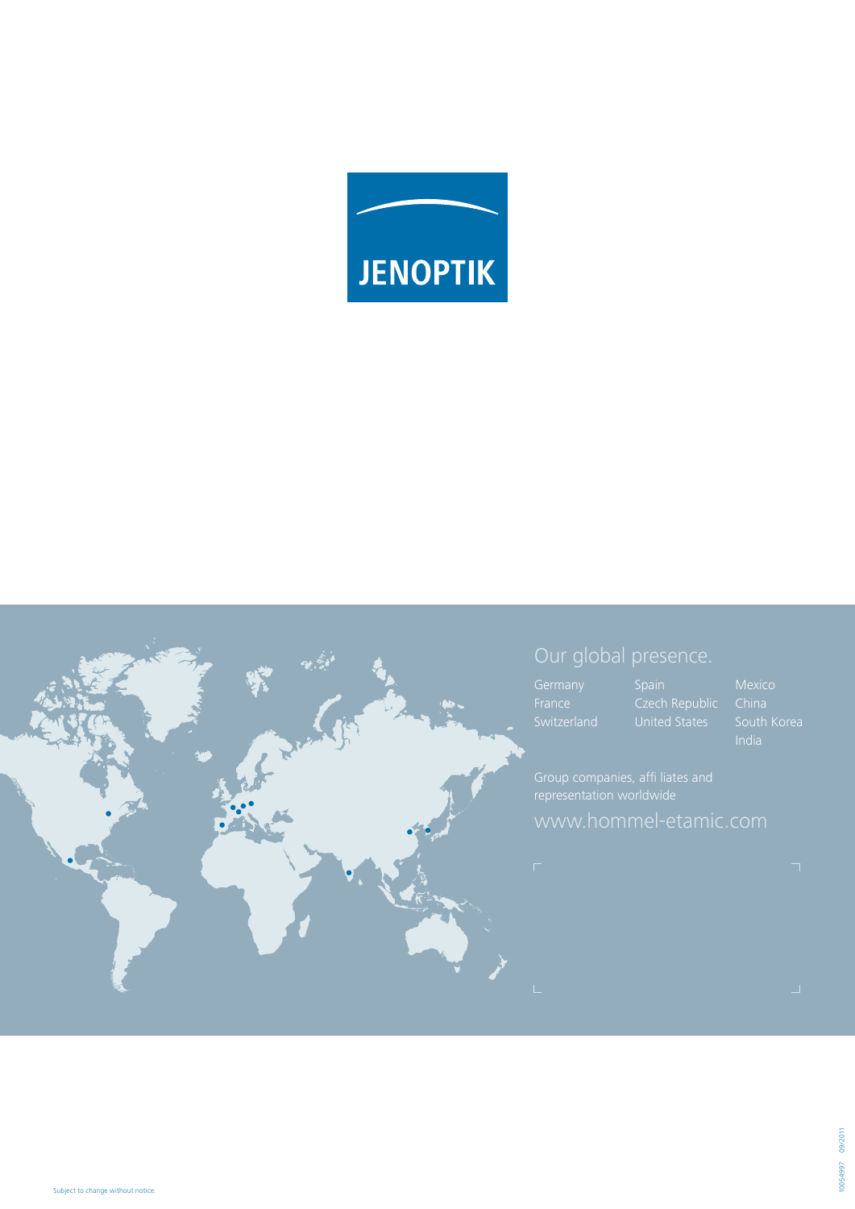JENOPTIK

## Our global presence.

Germany
France
Switzerland
Spain
Czech Republic
United States
Mexico
China
South Korea
India

Group companies, affi liates and representation worldwide

www.hommel-etamic.com

Subject to change without notice.

10054997 09/2011